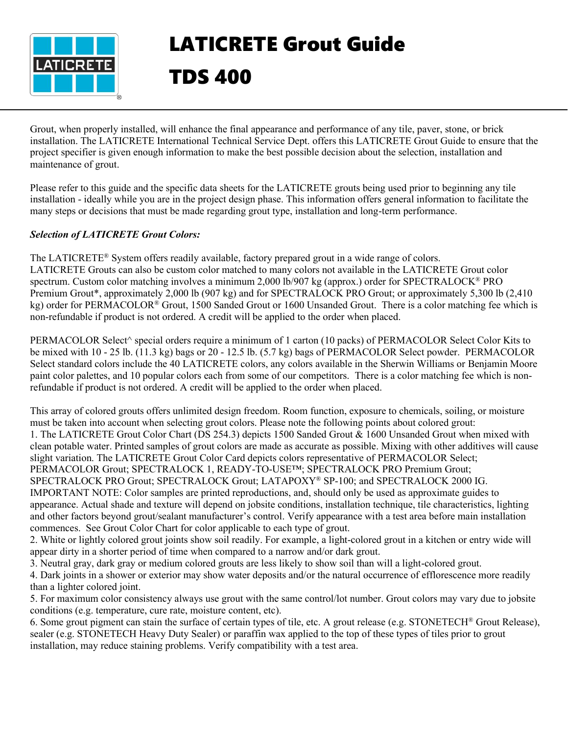# LATICRETE Grout Guide

# TDS 400

Grout, when properly installed, will enhance the final appearance and performance of any tile, paver, stone, or brick installation. The LATICRETE International Technical Service Dept. offers this LATICRETE Grout Guide to ensure that the project specifier is given enough information to make the best possible decision about the selection, installation and maintenance of grout.

Please refer to this guide and the specific data sheets for the LATICRETE grouts being used prior to beginning any tile installation - ideally while you are in the project design phase. This information offers general information to facilitate the many steps or decisions that must be made regarding grout type, installation and long-term performance.

***Selection of LATICRETE Grout Colors:***

The LATICRETE® System offers readily available, factory prepared grout in a wide range of colors. LATICRETE Grouts can also be custom color matched to many colors not available in the LATICRETE Grout color spectrum. Custom color matching involves a minimum 2,000 lb/907 kg (approx.) order for SPECTRALOCK® PRO Premium Grout*, approximately 2,000 lb (907 kg) and for SPECTRALOCK PRO Grout; or approximately 5,300 lb (2,410 kg) order for PERMACOLOR® Grout, 1500 Sanded Grout or 1600 Unsanded Grout. There is a color matching fee which is non-refundable if product is not ordered. A credit will be applied to the order when placed.

PERMACOLOR Select^ special orders require a minimum of 1 carton (10 packs) of PERMACOLOR Select Color Kits to be mixed with 10 - 25 lb. (11.3 kg) bags or 20 - 12.5 lb. (5.7 kg) bags of PERMACOLOR Select powder. PERMACOLOR Select standard colors include the 40 LATICRETE colors, any colors available in the Sherwin Williams or Benjamin Moore paint color palettes, and 10 popular colors each from some of our competitors. There is a color matching fee which is non-refundable if product is not ordered. A credit will be applied to the order when placed.

This array of colored grouts offers unlimited design freedom. Room function, exposure to chemicals, soiling, or moisture must be taken into account when selecting grout colors. Please note the following points about colored grout:

1. The LATICRETE Grout Color Chart (DS 254.3) depicts 1500 Sanded Grout & 1600 Unsanded Grout when mixed with clean potable water. Printed samples of grout colors are made as accurate as possible. Mixing with other additives will cause slight variation. The LATICRETE Grout Color Card depicts colors representative of PERMACOLOR Select; PERMACOLOR Grout; SPECTRALOCK 1, READY-TO-USE™; SPECTRALOCK PRO Premium Grout; SPECTRALOCK PRO Grout; SPECTRALOCK Grout; LATAPOXY® SP-100; and SPECTRALOCK 2000 IG. IMPORTANT NOTE: Color samples are printed reproductions, and, should only be used as approximate guides to appearance. Actual shade and texture will depend on jobsite conditions, installation technique, tile characteristics, lighting and other factors beyond grout/sealant manufacturer's control. Verify appearance with a test area before main installation commences. See Grout Color Chart for color applicable to each type of grout.
2. White or lightly colored grout joints show soil readily. For example, a light-colored grout in a kitchen or entry wide will appear dirty in a shorter period of time when compared to a narrow and/or dark grout.
3. Neutral gray, dark gray or medium colored grouts are less likely to show soil than will a light-colored grout.
4. Dark joints in a shower or exterior may show water deposits and/or the natural occurrence of efflorescence more readily than a lighter colored joint.
5. For maximum color consistency always use grout with the same control/lot number. Grout colors may vary due to jobsite conditions (e.g. temperature, cure rate, moisture content, etc).
6. Some grout pigment can stain the surface of certain types of tile, etc. A grout release (e.g. STONETECH® Grout Release), sealer (e.g. STONETECH Heavy Duty Sealer) or paraffin wax applied to the top of these types of tiles prior to grout installation, may reduce staining problems. Verify compatibility with a test area.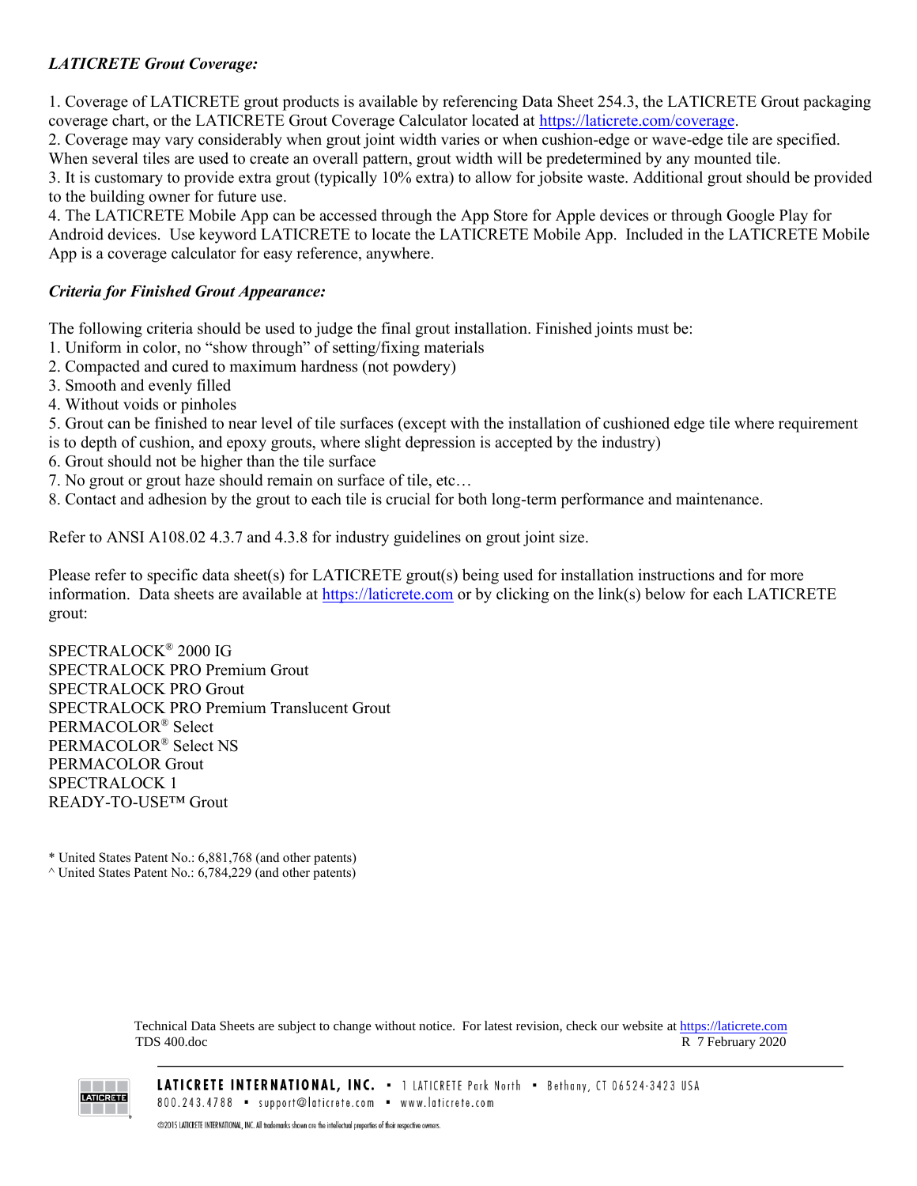***LATICRETE Grout Coverage:***

1. Coverage of LATICRETE grout products is available by referencing Data Sheet 254.3, the LATICRETE Grout packaging coverage chart, or the LATICRETE Grout Coverage Calculator located at https://laticrete.com/coverage.
2. Coverage may vary considerably when grout joint width varies or when cushion-edge or wave-edge tile are specified. When several tiles are used to create an overall pattern, grout width will be predetermined by any mounted tile.
3. It is customary to provide extra grout (typically 10% extra) to allow for jobsite waste. Additional grout should be provided to the building owner for future use.
4. The LATICRETE Mobile App can be accessed through the App Store for Apple devices or through Google Play for Android devices. Use keyword LATICRETE to locate the LATICRETE Mobile App. Included in the LATICRETE Mobile App is a coverage calculator for easy reference, anywhere.

***Criteria for Finished Grout Appearance:***

The following criteria should be used to judge the final grout installation. Finished joints must be:
1. Uniform in color, no "show through" of setting/fixing materials
2. Compacted and cured to maximum hardness (not powdery)
3. Smooth and evenly filled
4. Without voids or pinholes
5. Grout can be finished to near level of tile surfaces (except with the installation of cushioned edge tile where requirement is to depth of cushion, and epoxy grouts, where slight depression is accepted by the industry)
6. Grout should not be higher than the tile surface
7. No grout or grout haze should remain on surface of tile, etc…
8. Contact and adhesion by the grout to each tile is crucial for both long-term performance and maintenance.

Refer to ANSI A108.02 4.3.7 and 4.3.8 for industry guidelines on grout joint size.

Please refer to specific data sheet(s) for LATICRETE grout(s) being used for installation instructions and for more information. Data sheets are available at https://laticrete.com or by clicking on the link(s) below for each LATICRETE grout:

SPECTRALOCK® 2000 IG
SPECTRALOCK PRO Premium Grout
SPECTRALOCK PRO Grout
SPECTRALOCK PRO Premium Translucent Grout
PERMACOLOR® Select
PERMACOLOR® Select NS
PERMACOLOR Grout
SPECTRALOCK 1
READY-TO-USE™ Grout

* United States Patent No.: 6,881,768 (and other patents)
^ United States Patent No.: 6,784,229 (and other patents)

Technical Data Sheets are subject to change without notice. For latest revision, check our website at https://laticrete.com
TDS 400.doc R 7 February 2020

**LATICRETE INTERNATIONAL, INC.** ▪ 1 LATICRETE Park North ▪ Bethany, CT 06524-3423 USA
800.243.4788 ▪ support@laticrete.com ▪ www.laticrete.com

©2015 LATICRETE INTERNATIONAL, INC. All trademarks shown are the intellectual properties of their respective owners.